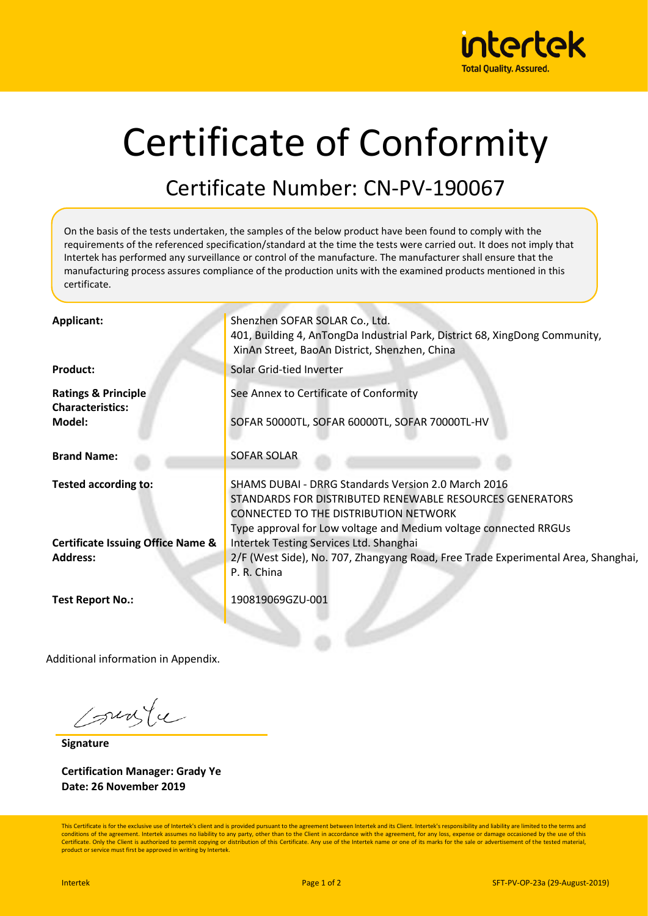intertek
Total Quality. Assured.

# Certificate of Conformity

## Certificate Number: CN-PV-190067

On the basis of the tests undertaken, the samples of the below product have been found to comply with the requirements of the referenced specification/standard at the time the tests were carried out. It does not imply that Intertek has performed any surveillance or control of the manufacture. The manufacturer shall ensure that the manufacturing process assures compliance of the production units with the examined products mentioned in this certificate.

| | |
|---|---|
| **Applicant:** | Shenzhen SOFAR SOLAR Co., Ltd.<br>401, Building 4, AnTongDa Industrial Park, District 68, XingDong Community, XinAn Street, BaoAn District, Shenzhen, China |
| **Product:** | Solar Grid-tied Inverter |
| **Ratings & Principle Characteristics:** | See Annex to Certificate of Conformity |
| **Model:** | SOFAR 50000TL, SOFAR 60000TL, SOFAR 70000TL-HV |
| **Brand Name:** | SOFAR SOLAR |
| **Tested according to:** | SHAMS DUBAI - DRRG Standards Version 2.0 March 2016<br>STANDARDS FOR DISTRIBUTED RENEWABLE RESOURCES GENERATORS CONNECTED TO THE DISTRIBUTION NETWORK<br>Type approval for Low voltage and Medium voltage connected RRGUs |
| **Certificate Issuing Office Name & Address:** | Intertek Testing Services Ltd. Shanghai<br>2/F (West Side), No. 707, Zhangyang Road, Free Trade Experimental Area, Shanghai, P. R. China |
| **Test Report No.:** | 190819069GZU-001 |

Additional information in Appendix.

**Signature**

**Certification Manager: Grady Ye**
**Date: 26 November 2019**

This Certificate is for the exclusive use of Intertek's client and is provided pursuant to the agreement between Intertek and its Client. Intertek's responsibility and liability are limited to the terms and conditions of the agreement. Intertek assumes no liability to any party, other than to the Client in accordance with the agreement, for any loss, expense or damage occasioned by the use of this Certificate. Only the Client is authorized to permit copying or distribution of this Certificate. Any use of the Intertek name or one of its marks for the sale or advertisement of the tested material, product or service must first be approved in writing by Intertek.

Intertek SFT-PV-OP-23a (29-August-2019)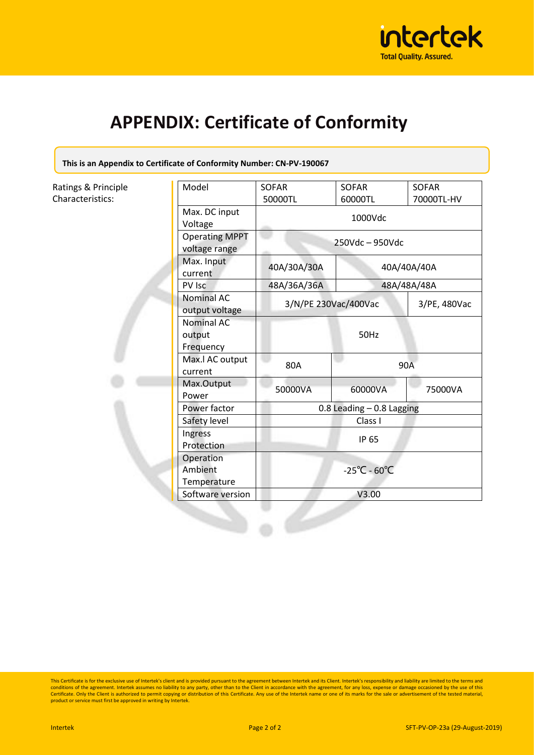# APPENDIX: Certificate of Conformity

**This is an Appendix to Certificate of Conformity Number: CN-PV-190067**

Ratings & Principle Characteristics:

| Model | SOFAR 50000TL | SOFAR 60000TL | SOFAR 70000TL-HV |
|---|---|---|---|
| Max. DC input Voltage | 1000Vdc | | |
| Operating MPPT voltage range | 250Vdc – 950Vdc | | |
| Max. Input current | 40A/30A/30A | 40A/40A/40A | |
| PV Isc | 48A/36A/36A | 48A/48A/48A | |
| Nominal AC output voltage | 3/N/PE 230Vac/400Vac | | 3/PE, 480Vac |
| Nominal AC output Frequency | 50Hz | | |
| Max.l AC output current | 80A | 90A | |
| Max.Output Power | 50000VA | 60000VA | 75000VA |
| Power factor | 0.8 Leading – 0.8 Lagging | | |
| Safety level | Class I | | |
| Ingress Protection | IP 65 | | |
| Operation Ambient Temperature | -25℃ - 60℃ | | |
| Software version | V3.00 | | |

This Certificate is for the exclusive use of Intertek's client and is provided pursuant to the agreement between Intertek and its Client. Intertek's responsibility and liability are limited to the terms and conditions of the agreement. Intertek assumes no liability to any party, other than to the Client in accordance with the agreement, for any loss, expense or damage occasioned by the use of this Certificate. Only the Client is authorized to permit copying or distribution of this Certificate. Any use of the Intertek name or one of its marks for the sale or advertisement of the tested material, product or service must first be approved in writing by Intertek.

SFT-PV-OP-23a (29-August-2019)